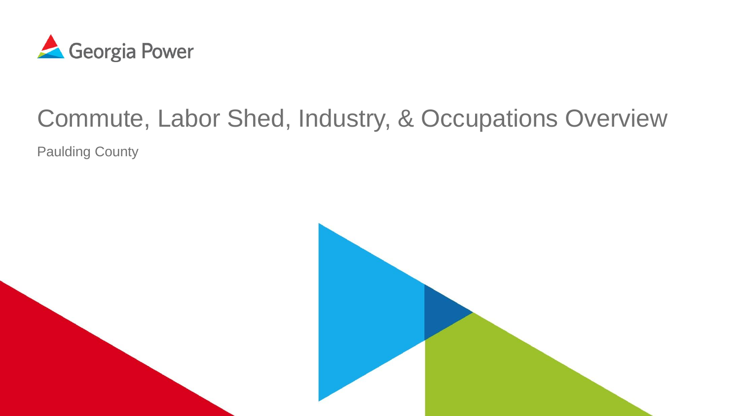Georgia Power

# Commute, Labor Shed, Industry, & Occupations Overview

Paulding County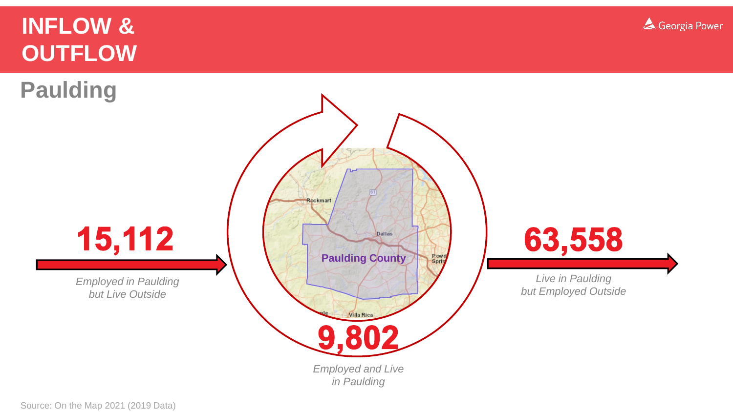# INFLOW & OUTFLOW

## Paulding

**15,112**

*Employed in Paulding but Live Outside*

**9,802**

*Employed and Live in Paulding*

**63,558**

*Live in Paulding but Employed Outside*

Source: On the Map 2021 (2019 Data)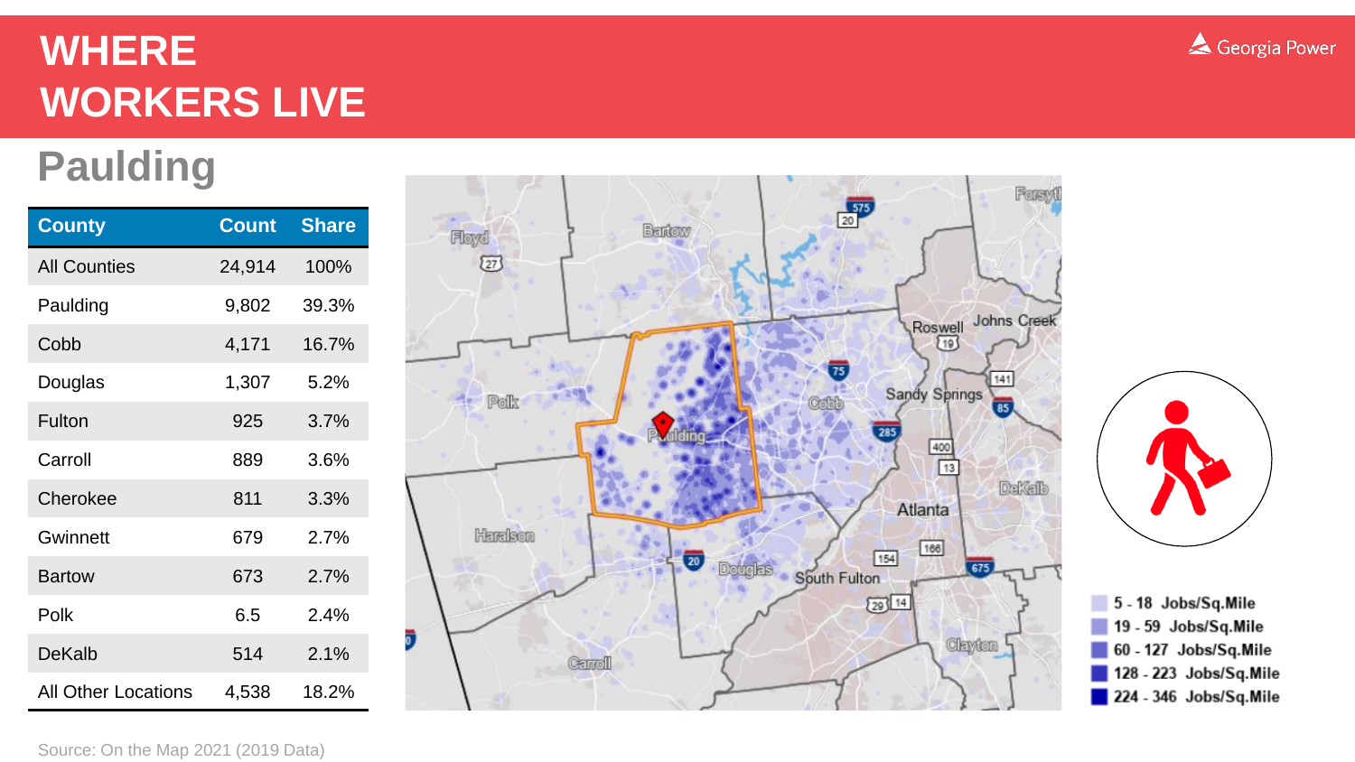# WHERE WORKERS LIVE

## Paulding

| County | Count | Share |
|---|---|---|
| All Counties | 24,914 | 100% |
| Paulding | 9,802 | 39.3% |
| Cobb | 4,171 | 16.7% |
| Douglas | 1,307 | 5.2% |
| Fulton | 925 | 3.7% |
| Carroll | 889 | 3.6% |
| Cherokee | 811 | 3.3% |
| Gwinnett | 679 | 2.7% |
| Bartow | 673 | 2.7% |
| Polk | 6.5 | 2.4% |
| DeKalb | 514 | 2.1% |
| All Other Locations | 4,538 | 18.2% |

- 5 - 18 Jobs/Sq.Mile
- 19 - 59 Jobs/Sq.Mile
- 60 - 127 Jobs/Sq.Mile
- 128 - 223 Jobs/Sq.Mile
- 224 - 346 Jobs/Sq.Mile

Source: On the Map 2021 (2019 Data)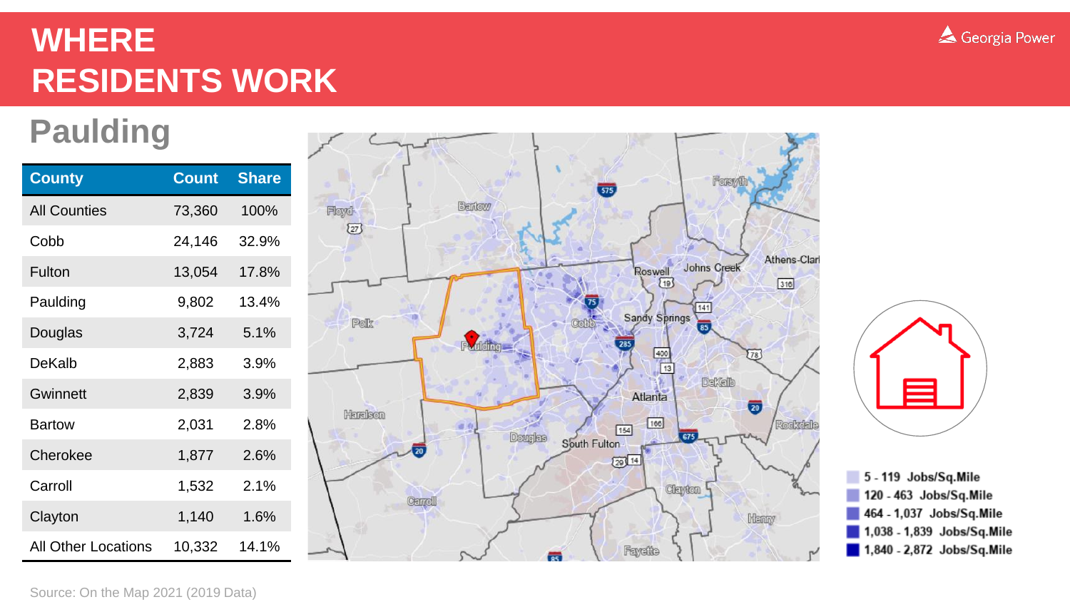# WHERE RESIDENTS WORK

## Paulding

| County | Count | Share |
| --- | --- | --- |
| All Counties | 73,360 | 100% |
| Cobb | 24,146 | 32.9% |
| Fulton | 13,054 | 17.8% |
| Paulding | 9,802 | 13.4% |
| Douglas | 3,724 | 5.1% |
| DeKalb | 2,883 | 3.9% |
| Gwinnett | 2,839 | 3.9% |
| Bartow | 2,031 | 2.8% |
| Cherokee | 1,877 | 2.6% |
| Carroll | 1,532 | 2.1% |
| Clayton | 1,140 | 1.6% |
| All Other Locations | 10,332 | 14.1% |

- 5 - 119 Jobs/Sq.Mile
- 120 - 463 Jobs/Sq.Mile
- 464 - 1,037 Jobs/Sq.Mile
- 1,038 - 1,839 Jobs/Sq.Mile
- 1,840 - 2,872 Jobs/Sq.Mile

Source: On the Map 2021 (2019 Data)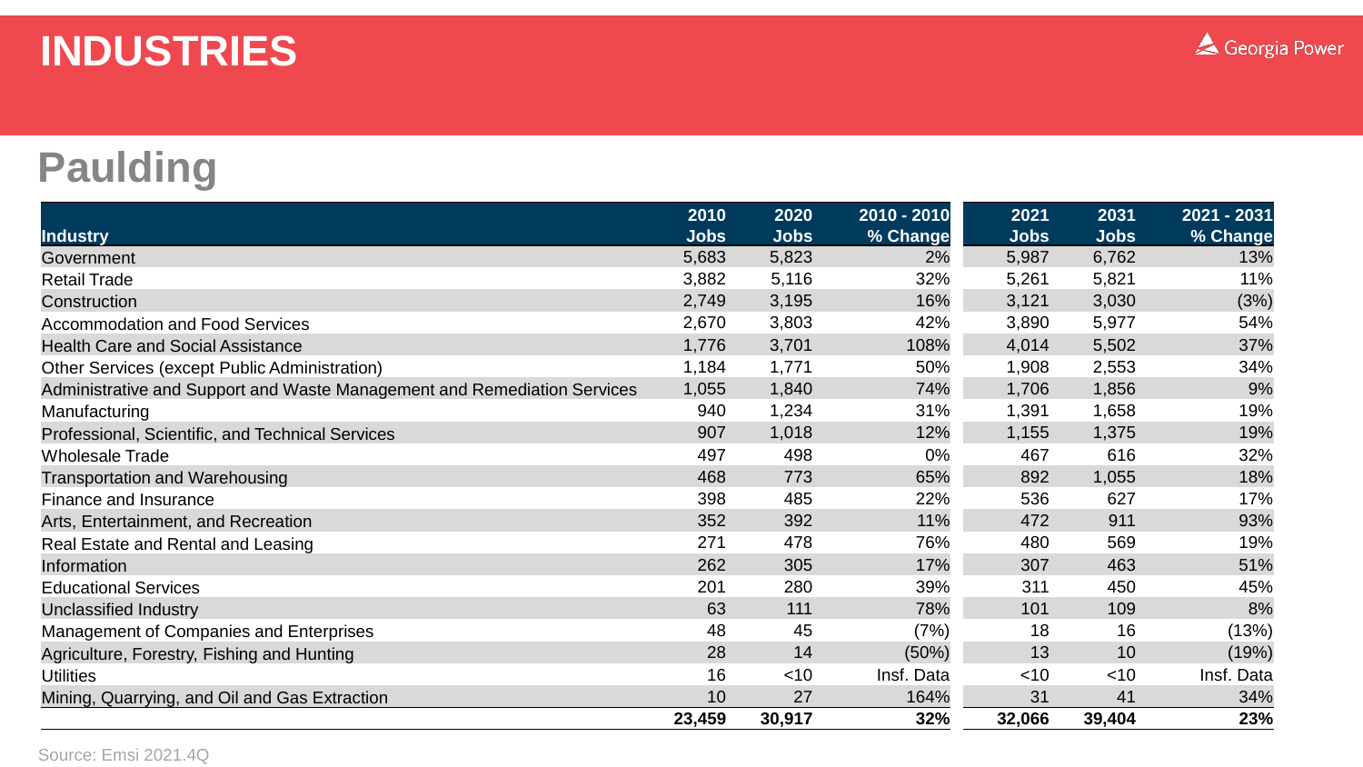# INDUSTRIES

## Paulding

| Industry | 2010 Jobs | 2020 Jobs | 2010 - 2010 % Change | 2021 Jobs | 2031 Jobs | 2021 - 2031 % Change |
|---|---|---|---|---|---|---|
| Government | 5,683 | 5,823 | 2% | 5,987 | 6,762 | 13% |
| Retail Trade | 3,882 | 5,116 | 32% | 5,261 | 5,821 | 11% |
| Construction | 2,749 | 3,195 | 16% | 3,121 | 3,030 | (3%) |
| Accommodation and Food Services | 2,670 | 3,803 | 42% | 3,890 | 5,977 | 54% |
| Health Care and Social Assistance | 1,776 | 3,701 | 108% | 4,014 | 5,502 | 37% |
| Other Services (except Public Administration) | 1,184 | 1,771 | 50% | 1,908 | 2,553 | 34% |
| Administrative and Support and Waste Management and Remediation Services | 1,055 | 1,840 | 74% | 1,706 | 1,856 | 9% |
| Manufacturing | 940 | 1,234 | 31% | 1,391 | 1,658 | 19% |
| Professional, Scientific, and Technical Services | 907 | 1,018 | 12% | 1,155 | 1,375 | 19% |
| Wholesale Trade | 497 | 498 | 0% | 467 | 616 | 32% |
| Transportation and Warehousing | 468 | 773 | 65% | 892 | 1,055 | 18% |
| Finance and Insurance | 398 | 485 | 22% | 536 | 627 | 17% |
| Arts, Entertainment, and Recreation | 352 | 392 | 11% | 472 | 911 | 93% |
| Real Estate and Rental and Leasing | 271 | 478 | 76% | 480 | 569 | 19% |
| Information | 262 | 305 | 17% | 307 | 463 | 51% |
| Educational Services | 201 | 280 | 39% | 311 | 450 | 45% |
| Unclassified Industry | 63 | 111 | 78% | 101 | 109 | 8% |
| Management of Companies and Enterprises | 48 | 45 | (7%) | 18 | 16 | (13%) |
| Agriculture, Forestry, Fishing and Hunting | 28 | 14 | (50%) | 13 | 10 | (19%) |
| Utilities | 16 | <10 | Insf. Data | <10 | <10 | Insf. Data |
| Mining, Quarrying, and Oil and Gas Extraction | 10 | 27 | 164% | 31 | 41 | 34% |
| | **23,459** | **30,917** | **32%** | **32,066** | **39,404** | **23%** |

Source: Emsi 2021.4Q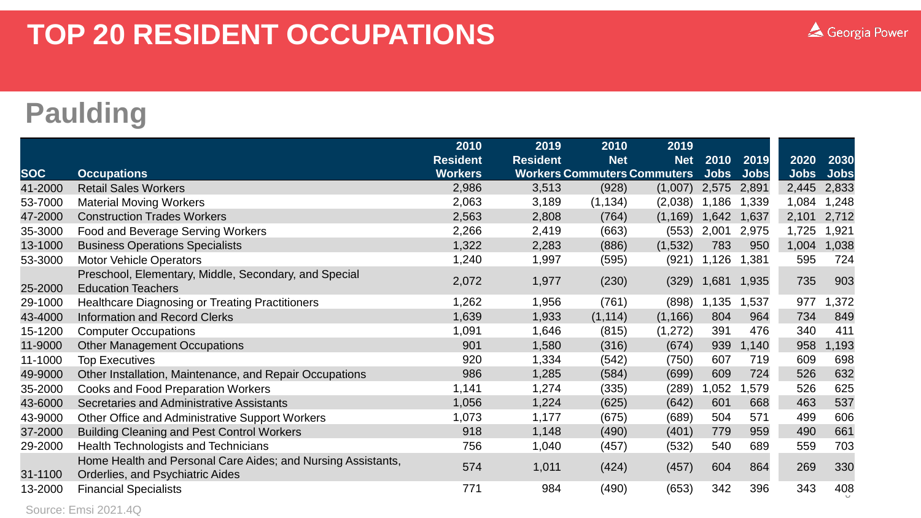# TOP 20 RESIDENT OCCUPATIONS

Georgia Power

## Paulding

| SOC | Occupations | 2010 Resident Workers | 2019 Resident Workers | 2010 Net Commuters | 2019 Net Commuters | 2010 Jobs | 2019 Jobs | 2020 Jobs | 2030 Jobs |
|---|---|---|---|---|---|---|---|---|---|
| 41-2000 | Retail Sales Workers | 2,986 | 3,513 | (928) | (1,007) | 2,575 | 2,891 | 2,445 | 2,833 |
| 53-7000 | Material Moving Workers | 2,063 | 3,189 | (1,134) | (2,038) | 1,186 | 1,339 | 1,084 | 1,248 |
| 47-2000 | Construction Trades Workers | 2,563 | 2,808 | (764) | (1,169) | 1,642 | 1,637 | 2,101 | 2,712 |
| 35-3000 | Food and Beverage Serving Workers | 2,266 | 2,419 | (663) | (553) | 2,001 | 2,975 | 1,725 | 1,921 |
| 13-1000 | Business Operations Specialists | 1,322 | 2,283 | (886) | (1,532) | 783 | 950 | 1,004 | 1,038 |
| 53-3000 | Motor Vehicle Operators | 1,240 | 1,997 | (595) | (921) | 1,126 | 1,381 | 595 | 724 |
| 25-2000 | Preschool, Elementary, Middle, Secondary, and Special Education Teachers | 2,072 | 1,977 | (230) | (329) | 1,681 | 1,935 | 735 | 903 |
| 29-1000 | Healthcare Diagnosing or Treating Practitioners | 1,262 | 1,956 | (761) | (898) | 1,135 | 1,537 | 977 | 1,372 |
| 43-4000 | Information and Record Clerks | 1,639 | 1,933 | (1,114) | (1,166) | 804 | 964 | 734 | 849 |
| 15-1200 | Computer Occupations | 1,091 | 1,646 | (815) | (1,272) | 391 | 476 | 340 | 411 |
| 11-9000 | Other Management Occupations | 901 | 1,580 | (316) | (674) | 939 | 1,140 | 958 | 1,193 |
| 11-1000 | Top Executives | 920 | 1,334 | (542) | (750) | 607 | 719 | 609 | 698 |
| 49-9000 | Other Installation, Maintenance, and Repair Occupations | 986 | 1,285 | (584) | (699) | 609 | 724 | 526 | 632 |
| 35-2000 | Cooks and Food Preparation Workers | 1,141 | 1,274 | (335) | (289) | 1,052 | 1,579 | 526 | 625 |
| 43-6000 | Secretaries and Administrative Assistants | 1,056 | 1,224 | (625) | (642) | 601 | 668 | 463 | 537 |
| 43-9000 | Other Office and Administrative Support Workers | 1,073 | 1,177 | (675) | (689) | 504 | 571 | 499 | 606 |
| 37-2000 | Building Cleaning and Pest Control Workers | 918 | 1,148 | (490) | (401) | 779 | 959 | 490 | 661 |
| 29-2000 | Health Technologists and Technicians | 756 | 1,040 | (457) | (532) | 540 | 689 | 559 | 703 |
| 31-1100 | Home Health and Personal Care Aides; and Nursing Assistants, Orderlies, and Psychiatric Aides | 574 | 1,011 | (424) | (457) | 604 | 864 | 269 | 330 |
| 13-2000 | Financial Specialists | 771 | 984 | (490) | (653) | 342 | 396 | 343 | 408 |

Source: Emsi 2021.4Q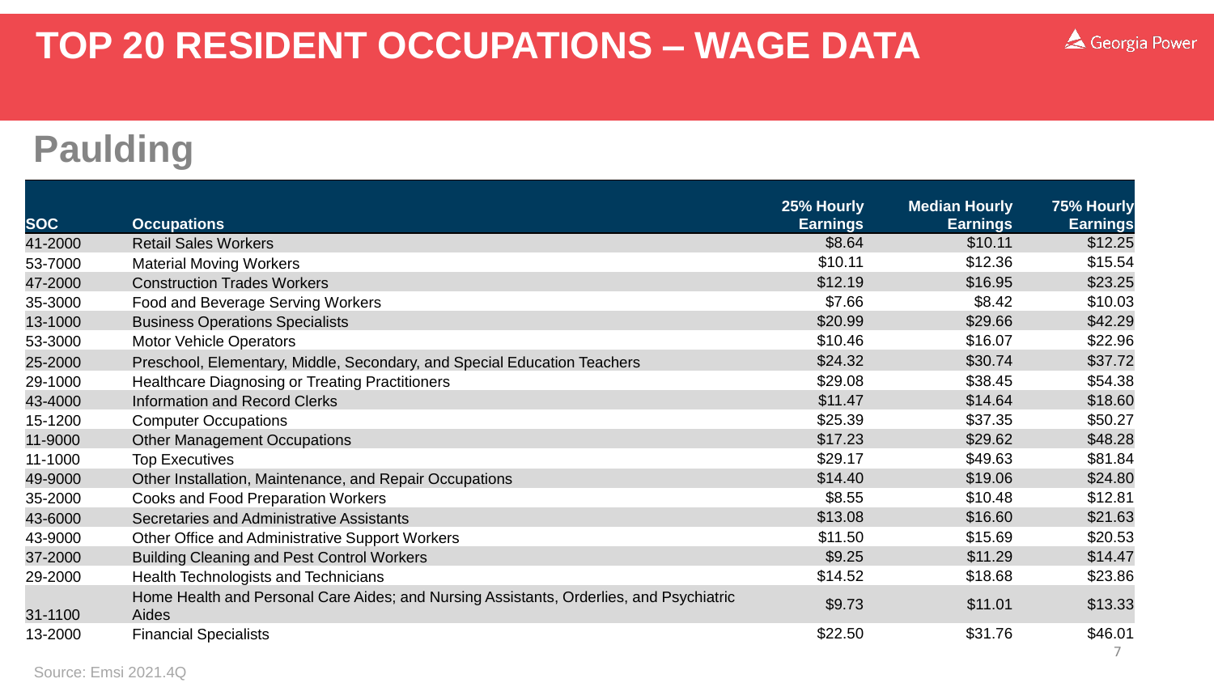# TOP 20 RESIDENT OCCUPATIONS – WAGE DATA

## Paulding

| SOC | Occupations | 25% Hourly Earnings | Median Hourly Earnings | 75% Hourly Earnings |
|---|---|---|---|---|
| 41-2000 | Retail Sales Workers | $8.64 | $10.11 | $12.25 |
| 53-7000 | Material Moving Workers | $10.11 | $12.36 | $15.54 |
| 47-2000 | Construction Trades Workers | $12.19 | $16.95 | $23.25 |
| 35-3000 | Food and Beverage Serving Workers | $7.66 | $8.42 | $10.03 |
| 13-1000 | Business Operations Specialists | $20.99 | $29.66 | $42.29 |
| 53-3000 | Motor Vehicle Operators | $10.46 | $16.07 | $22.96 |
| 25-2000 | Preschool, Elementary, Middle, Secondary, and Special Education Teachers | $24.32 | $30.74 | $37.72 |
| 29-1000 | Healthcare Diagnosing or Treating Practitioners | $29.08 | $38.45 | $54.38 |
| 43-4000 | Information and Record Clerks | $11.47 | $14.64 | $18.60 |
| 15-1200 | Computer Occupations | $25.39 | $37.35 | $50.27 |
| 11-9000 | Other Management Occupations | $17.23 | $29.62 | $48.28 |
| 11-1000 | Top Executives | $29.17 | $49.63 | $81.84 |
| 49-9000 | Other Installation, Maintenance, and Repair Occupations | $14.40 | $19.06 | $24.80 |
| 35-2000 | Cooks and Food Preparation Workers | $8.55 | $10.48 | $12.81 |
| 43-6000 | Secretaries and Administrative Assistants | $13.08 | $16.60 | $21.63 |
| 43-9000 | Other Office and Administrative Support Workers | $11.50 | $15.69 | $20.53 |
| 37-2000 | Building Cleaning and Pest Control Workers | $9.25 | $11.29 | $14.47 |
| 29-2000 | Health Technologists and Technicians | $14.52 | $18.68 | $23.86 |
| 31-1100 | Home Health and Personal Care Aides; and Nursing Assistants, Orderlies, and Psychiatric Aides | $9.73 | $11.01 | $13.33 |
| 13-2000 | Financial Specialists | $22.50 | $31.76 | $46.01 |

Source: Emsi 2021.4Q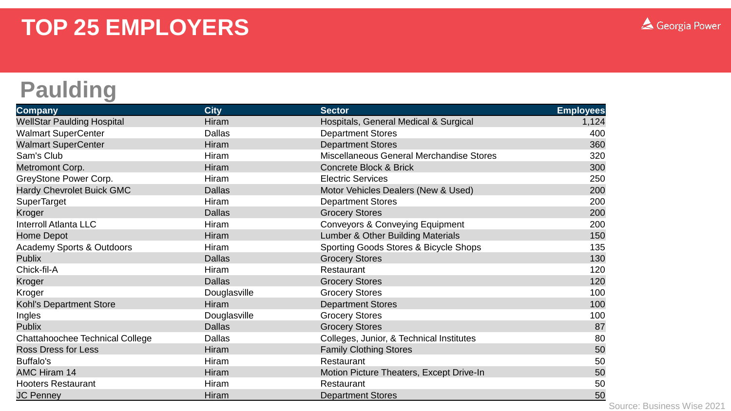# TOP 25 EMPLOYERS

Georgia Power

## Paulding

| Company | City | Sector | Employees |
|---|---|---|---|
| WellStar Paulding Hospital | Hiram | Hospitals, General Medical & Surgical | 1,124 |
| Walmart SuperCenter | Dallas | Department Stores | 400 |
| Walmart SuperCenter | Hiram | Department Stores | 360 |
| Sam's Club | Hiram | Miscellaneous General Merchandise Stores | 320 |
| Metromont Corp. | Hiram | Concrete Block & Brick | 300 |
| GreyStone Power Corp. | Hiram | Electric Services | 250 |
| Hardy Chevrolet Buick GMC | Dallas | Motor Vehicles Dealers (New & Used) | 200 |
| SuperTarget | Hiram | Department Stores | 200 |
| Kroger | Dallas | Grocery Stores | 200 |
| Interroll Atlanta LLC | Hiram | Conveyors & Conveying Equipment | 200 |
| Home Depot | Hiram | Lumber & Other Building Materials | 150 |
| Academy Sports & Outdoors | Hiram | Sporting Goods Stores & Bicycle Shops | 135 |
| Publix | Dallas | Grocery Stores | 130 |
| Chick-fil-A | Hiram | Restaurant | 120 |
| Kroger | Dallas | Grocery Stores | 120 |
| Kroger | Douglasville | Grocery Stores | 100 |
| Kohl's Department Store | Hiram | Department Stores | 100 |
| Ingles | Douglasville | Grocery Stores | 100 |
| Publix | Dallas | Grocery Stores | 87 |
| Chattahoochee Technical College | Dallas | Colleges, Junior, & Technical Institutes | 80 |
| Ross Dress for Less | Hiram | Family Clothing Stores | 50 |
| Buffalo's | Hiram | Restaurant | 50 |
| AMC Hiram 14 | Hiram | Motion Picture Theaters, Except Drive-In | 50 |
| Hooters Restaurant | Hiram | Restaurant | 50 |
| JC Penney | Hiram | Department Stores | 50 |

Source: Business Wise 2021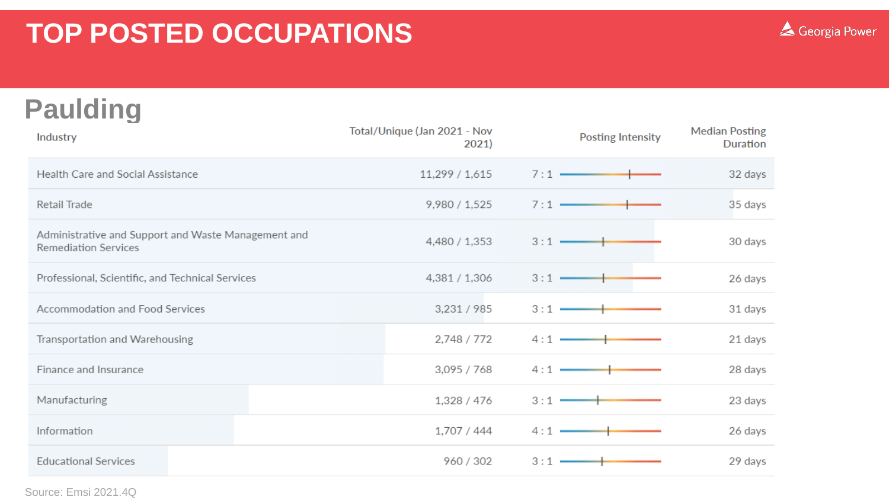# TOP POSTED OCCUPATIONS

## Paulding

| Industry | Total/Unique (Jan 2021 - Nov 2021) | Posting Intensity | Median Posting Duration |
|---|---|---|---|
| Health Care and Social Assistance | 11,299 / 1,615 | 7 : 1 | 32 days |
| Retail Trade | 9,980 / 1,525 | 7 : 1 | 35 days |
| Administrative and Support and Waste Management and Remediation Services | 4,480 / 1,353 | 3 : 1 | 30 days |
| Professional, Scientific, and Technical Services | 4,381 / 1,306 | 3 : 1 | 26 days |
| Accommodation and Food Services | 3,231 / 985 | 3 : 1 | 31 days |
| Transportation and Warehousing | 2,748 / 772 | 4 : 1 | 21 days |
| Finance and Insurance | 3,095 / 768 | 4 : 1 | 28 days |
| Manufacturing | 1,328 / 476 | 3 : 1 | 23 days |
| Information | 1,707 / 444 | 4 : 1 | 26 days |
| Educational Services | 960 / 302 | 3 : 1 | 29 days |

Source: Emsi 2021.4Q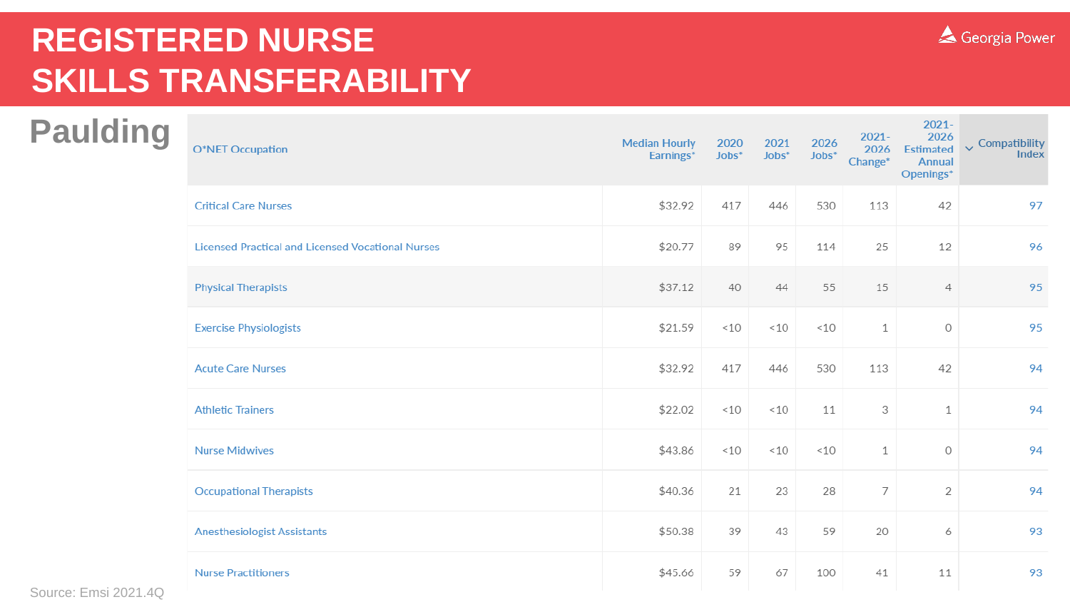# REGISTERED NURSE SKILLS TRANSFERABILITY

Georgia Power

## Paulding

| O*NET Occupation | Median Hourly Earnings* | 2020 Jobs* | 2021 Jobs* | 2026 Jobs* | 2021-2026 Change* | 2021-2026 Estimated Annual Openings* | Compatibility Index |
|---|---|---|---|---|---|---|---|
| Critical Care Nurses | $32.92 | 417 | 446 | 530 | 113 | 42 | 97 |
| Licensed Practical and Licensed Vocational Nurses | $20.77 | 89 | 95 | 114 | 25 | 12 | 96 |
| Physical Therapists | $37.12 | 40 | 44 | 55 | 15 | 4 | 95 |
| Exercise Physiologists | $21.59 | <10 | <10 | <10 | 1 | 0 | 95 |
| Acute Care Nurses | $32.92 | 417 | 446 | 530 | 113 | 42 | 94 |
| Athletic Trainers | $22.02 | <10 | <10 | 11 | 3 | 1 | 94 |
| Nurse Midwives | $43.86 | <10 | <10 | <10 | 1 | 0 | 94 |
| Occupational Therapists | $40.36 | 21 | 23 | 28 | 7 | 2 | 94 |
| Anesthesiologist Assistants | $50.38 | 39 | 43 | 59 | 20 | 6 | 93 |
| Nurse Practitioners | $45.66 | 59 | 67 | 100 | 41 | 11 | 93 |

Source: Emsi 2021.4Q